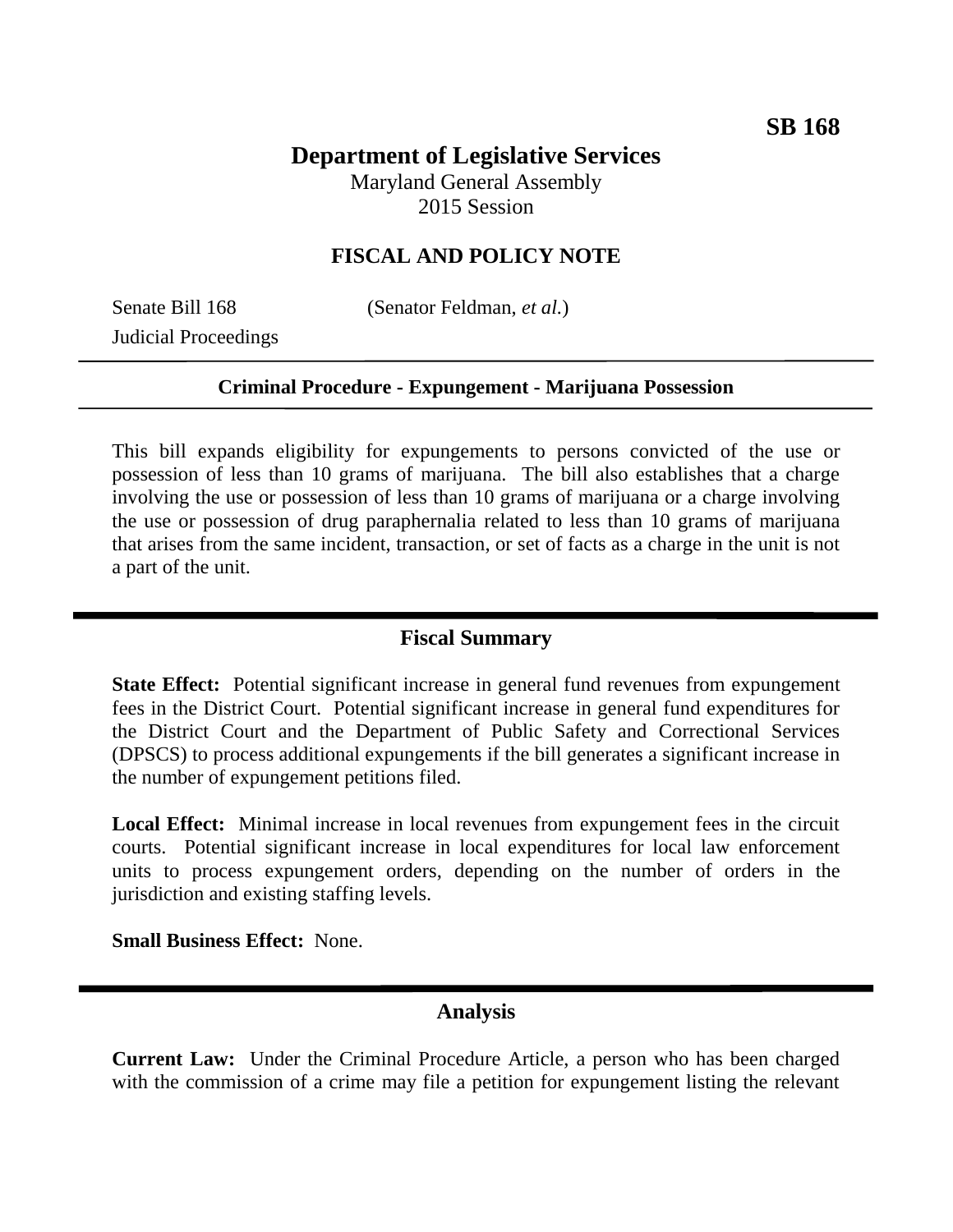**SB 168**

# Department of Legislative Services

Maryland General Assembly
2015 Session

## FISCAL AND POLICY NOTE

Senate Bill 168 (Senator Feldman, *et al.*)
Judicial Proceedings

**Criminal Procedure - Expungement - Marijuana Possession**

This bill expands eligibility for expungements to persons convicted of the use or possession of less than 10 grams of marijuana. The bill also establishes that a charge involving the use or possession of less than 10 grams of marijuana or a charge involving the use or possession of drug paraphernalia related to less than 10 grams of marijuana that arises from the same incident, transaction, or set of facts as a charge in the unit is not a part of the unit.

## Fiscal Summary

**State Effect:** Potential significant increase in general fund revenues from expungement fees in the District Court. Potential significant increase in general fund expenditures for the District Court and the Department of Public Safety and Correctional Services (DPSCS) to process additional expungements if the bill generates a significant increase in the number of expungement petitions filed.

**Local Effect:** Minimal increase in local revenues from expungement fees in the circuit courts. Potential significant increase in local expenditures for local law enforcement units to process expungement orders, depending on the number of orders in the jurisdiction and existing staffing levels.

**Small Business Effect:** None.

## Analysis

**Current Law:** Under the Criminal Procedure Article, a person who has been charged with the commission of a crime may file a petition for expungement listing the relevant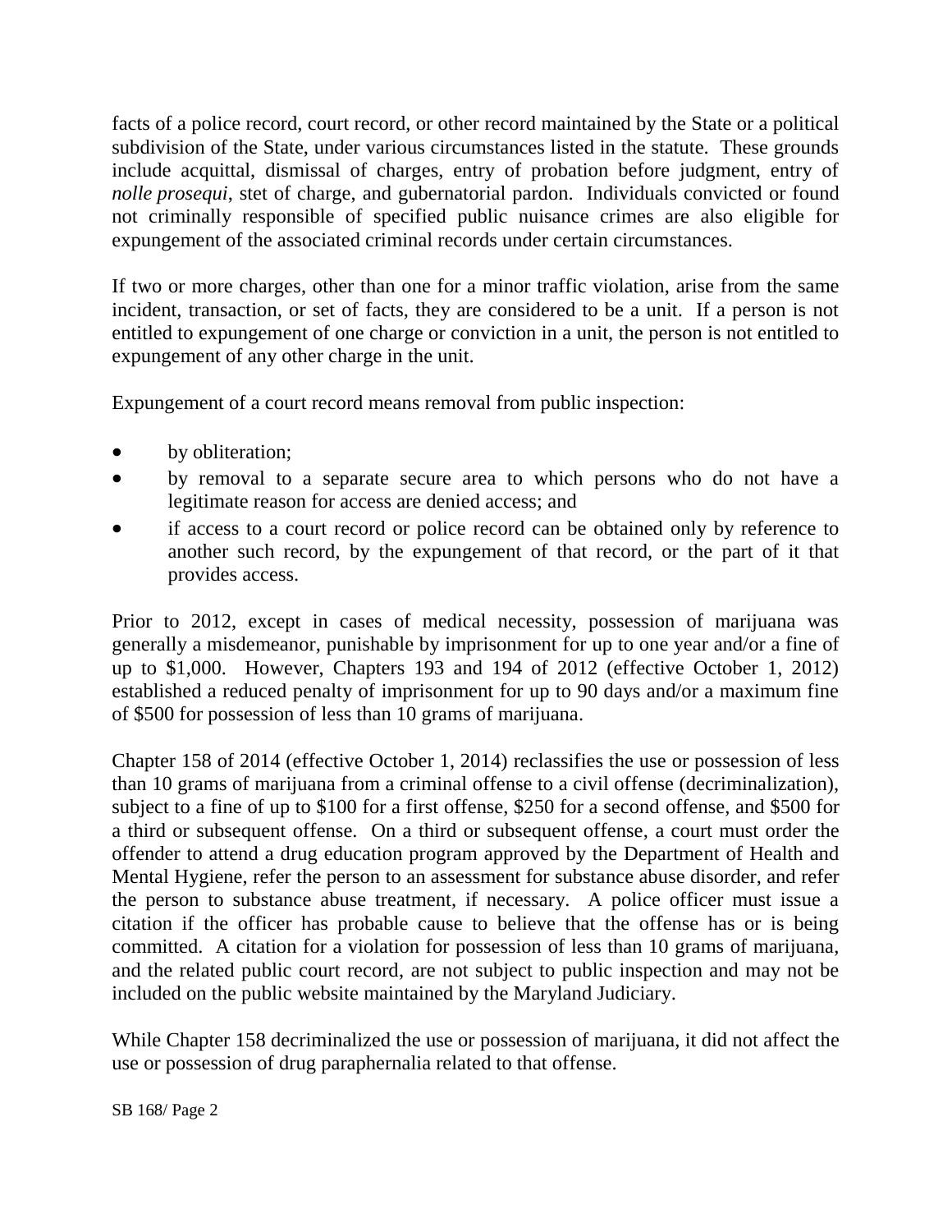facts of a police record, court record, or other record maintained by the State or a political subdivision of the State, under various circumstances listed in the statute. These grounds include acquittal, dismissal of charges, entry of probation before judgment, entry of *nolle prosequi*, stet of charge, and gubernatorial pardon. Individuals convicted or found not criminally responsible of specified public nuisance crimes are also eligible for expungement of the associated criminal records under certain circumstances.

If two or more charges, other than one for a minor traffic violation, arise from the same incident, transaction, or set of facts, they are considered to be a unit. If a person is not entitled to expungement of one charge or conviction in a unit, the person is not entitled to expungement of any other charge in the unit.

Expungement of a court record means removal from public inspection:

- by obliteration;
- by removal to a separate secure area to which persons who do not have a legitimate reason for access are denied access; and
- if access to a court record or police record can be obtained only by reference to another such record, by the expungement of that record, or the part of it that provides access.

Prior to 2012, except in cases of medical necessity, possession of marijuana was generally a misdemeanor, punishable by imprisonment for up to one year and/or a fine of up to $1,000. However, Chapters 193 and 194 of 2012 (effective October 1, 2012) established a reduced penalty of imprisonment for up to 90 days and/or a maximum fine of $500 for possession of less than 10 grams of marijuana.

Chapter 158 of 2014 (effective October 1, 2014) reclassifies the use or possession of less than 10 grams of marijuana from a criminal offense to a civil offense (decriminalization), subject to a fine of up to $100 for a first offense, $250 for a second offense, and $500 for a third or subsequent offense. On a third or subsequent offense, a court must order the offender to attend a drug education program approved by the Department of Health and Mental Hygiene, refer the person to an assessment for substance abuse disorder, and refer the person to substance abuse treatment, if necessary. A police officer must issue a citation if the officer has probable cause to believe that the offense has or is being committed. A citation for a violation for possession of less than 10 grams of marijuana, and the related public court record, are not subject to public inspection and may not be included on the public website maintained by the Maryland Judiciary.

While Chapter 158 decriminalized the use or possession of marijuana, it did not affect the use or possession of drug paraphernalia related to that offense.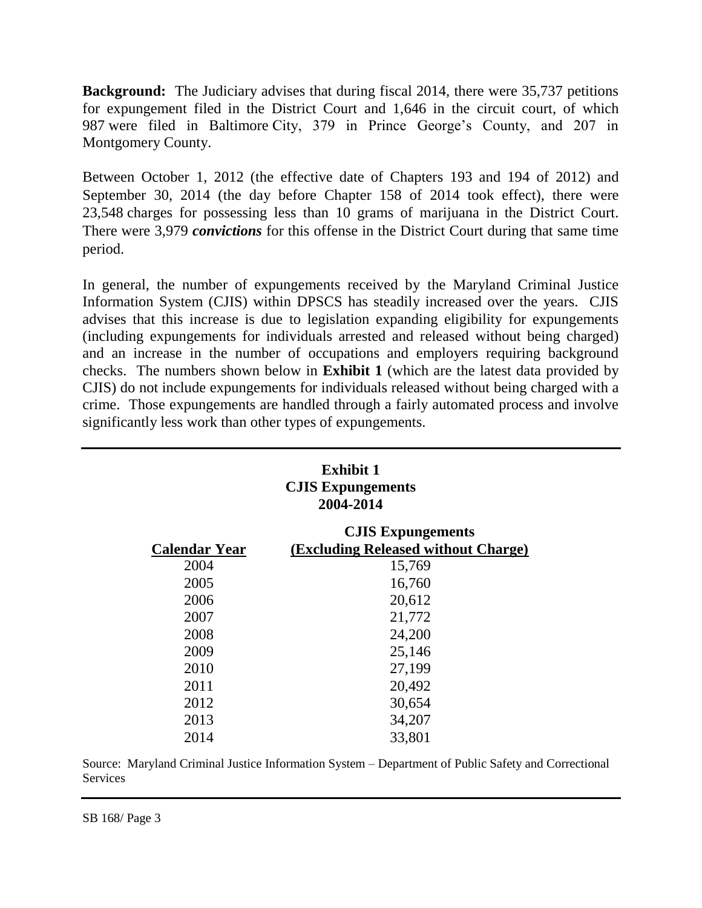**Background:** The Judiciary advises that during fiscal 2014, there were 35,737 petitions for expungement filed in the District Court and 1,646 in the circuit court, of which 987 were filed in Baltimore City, 379 in Prince George's County, and 207 in Montgomery County.

Between October 1, 2012 (the effective date of Chapters 193 and 194 of 2012) and September 30, 2014 (the day before Chapter 158 of 2014 took effect), there were 23,548 charges for possessing less than 10 grams of marijuana in the District Court. There were 3,979 ***convictions*** for this offense in the District Court during that same time period.

In general, the number of expungements received by the Maryland Criminal Justice Information System (CJIS) within DPSCS has steadily increased over the years. CJIS advises that this increase is due to legislation expanding eligibility for expungements (including expungements for individuals arrested and released without being charged) and an increase in the number of occupations and employers requiring background checks. The numbers shown below in **Exhibit 1** (which are the latest data provided by CJIS) do not include expungements for individuals released without being charged with a crime. Those expungements are handled through a fairly automated process and involve significantly less work than other types of expungements.

**Exhibit 1**
**CJIS Expungements**
**2004-2014**

| Calendar Year | CJIS Expungements (Excluding Released without Charge) |
|---|---|
| 2004 | 15,769 |
| 2005 | 16,760 |
| 2006 | 20,612 |
| 2007 | 21,772 |
| 2008 | 24,200 |
| 2009 | 25,146 |
| 2010 | 27,199 |
| 2011 | 20,492 |
| 2012 | 30,654 |
| 2013 | 34,207 |
| 2014 | 33,801 |

Source: Maryland Criminal Justice Information System – Department of Public Safety and Correctional Services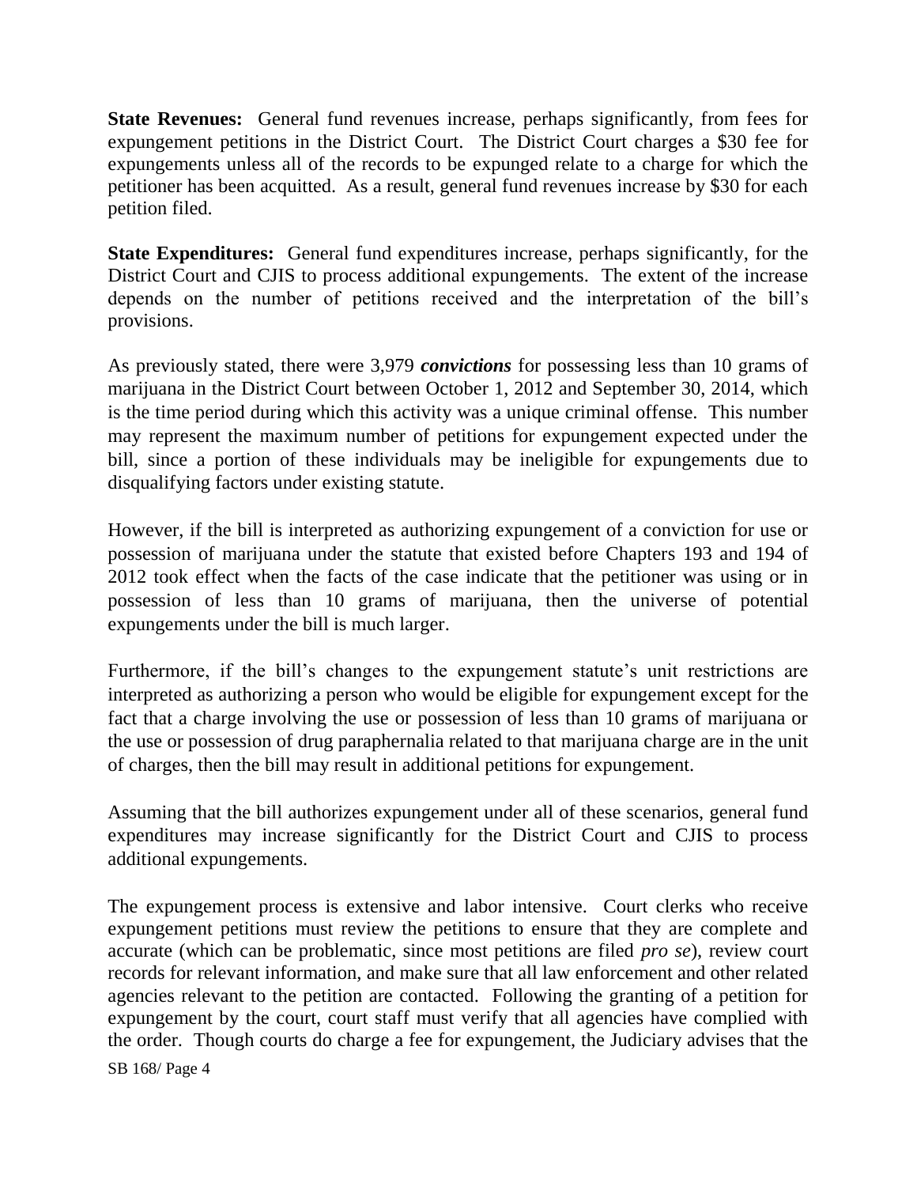**State Revenues:** General fund revenues increase, perhaps significantly, from fees for expungement petitions in the District Court. The District Court charges a $30 fee for expungements unless all of the records to be expunged relate to a charge for which the petitioner has been acquitted. As a result, general fund revenues increase by $30 for each petition filed.

**State Expenditures:** General fund expenditures increase, perhaps significantly, for the District Court and CJIS to process additional expungements. The extent of the increase depends on the number of petitions received and the interpretation of the bill's provisions.

As previously stated, there were 3,979 ***convictions*** for possessing less than 10 grams of marijuana in the District Court between October 1, 2012 and September 30, 2014, which is the time period during which this activity was a unique criminal offense. This number may represent the maximum number of petitions for expungement expected under the bill, since a portion of these individuals may be ineligible for expungements due to disqualifying factors under existing statute.

However, if the bill is interpreted as authorizing expungement of a conviction for use or possession of marijuana under the statute that existed before Chapters 193 and 194 of 2012 took effect when the facts of the case indicate that the petitioner was using or in possession of less than 10 grams of marijuana, then the universe of potential expungements under the bill is much larger.

Furthermore, if the bill's changes to the expungement statute's unit restrictions are interpreted as authorizing a person who would be eligible for expungement except for the fact that a charge involving the use or possession of less than 10 grams of marijuana or the use or possession of drug paraphernalia related to that marijuana charge are in the unit of charges, then the bill may result in additional petitions for expungement.

Assuming that the bill authorizes expungement under all of these scenarios, general fund expenditures may increase significantly for the District Court and CJIS to process additional expungements.

The expungement process is extensive and labor intensive. Court clerks who receive expungement petitions must review the petitions to ensure that they are complete and accurate (which can be problematic, since most petitions are filed *pro se*), review court records for relevant information, and make sure that all law enforcement and other related agencies relevant to the petition are contacted. Following the granting of a petition for expungement by the court, court staff must verify that all agencies have complied with the order. Though courts do charge a fee for expungement, the Judiciary advises that the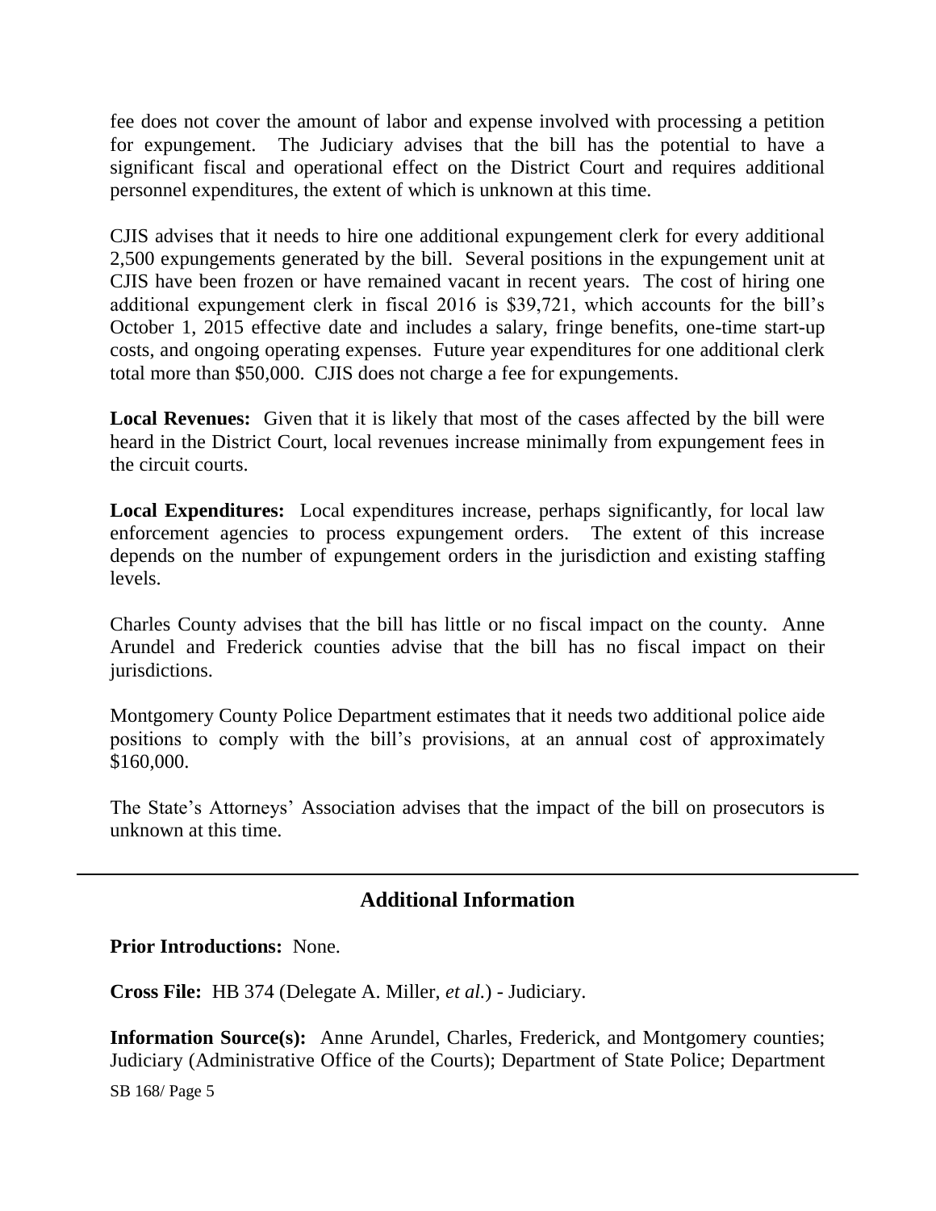fee does not cover the amount of labor and expense involved with processing a petition for expungement. The Judiciary advises that the bill has the potential to have a significant fiscal and operational effect on the District Court and requires additional personnel expenditures, the extent of which is unknown at this time.

CJIS advises that it needs to hire one additional expungement clerk for every additional 2,500 expungements generated by the bill. Several positions in the expungement unit at CJIS have been frozen or have remained vacant in recent years. The cost of hiring one additional expungement clerk in fiscal 2016 is $39,721, which accounts for the bill's October 1, 2015 effective date and includes a salary, fringe benefits, one-time start-up costs, and ongoing operating expenses. Future year expenditures for one additional clerk total more than $50,000. CJIS does not charge a fee for expungements.

**Local Revenues:** Given that it is likely that most of the cases affected by the bill were heard in the District Court, local revenues increase minimally from expungement fees in the circuit courts.

**Local Expenditures:** Local expenditures increase, perhaps significantly, for local law enforcement agencies to process expungement orders. The extent of this increase depends on the number of expungement orders in the jurisdiction and existing staffing levels.

Charles County advises that the bill has little or no fiscal impact on the county. Anne Arundel and Frederick counties advise that the bill has no fiscal impact on their jurisdictions.

Montgomery County Police Department estimates that it needs two additional police aide positions to comply with the bill's provisions, at an annual cost of approximately $160,000.

The State's Attorneys' Association advises that the impact of the bill on prosecutors is unknown at this time.

---

## Additional Information

**Prior Introductions:** None.

**Cross File:** HB 374 (Delegate A. Miller, *et al.*) - Judiciary.

**Information Source(s):** Anne Arundel, Charles, Frederick, and Montgomery counties; Judiciary (Administrative Office of the Courts); Department of State Police; Department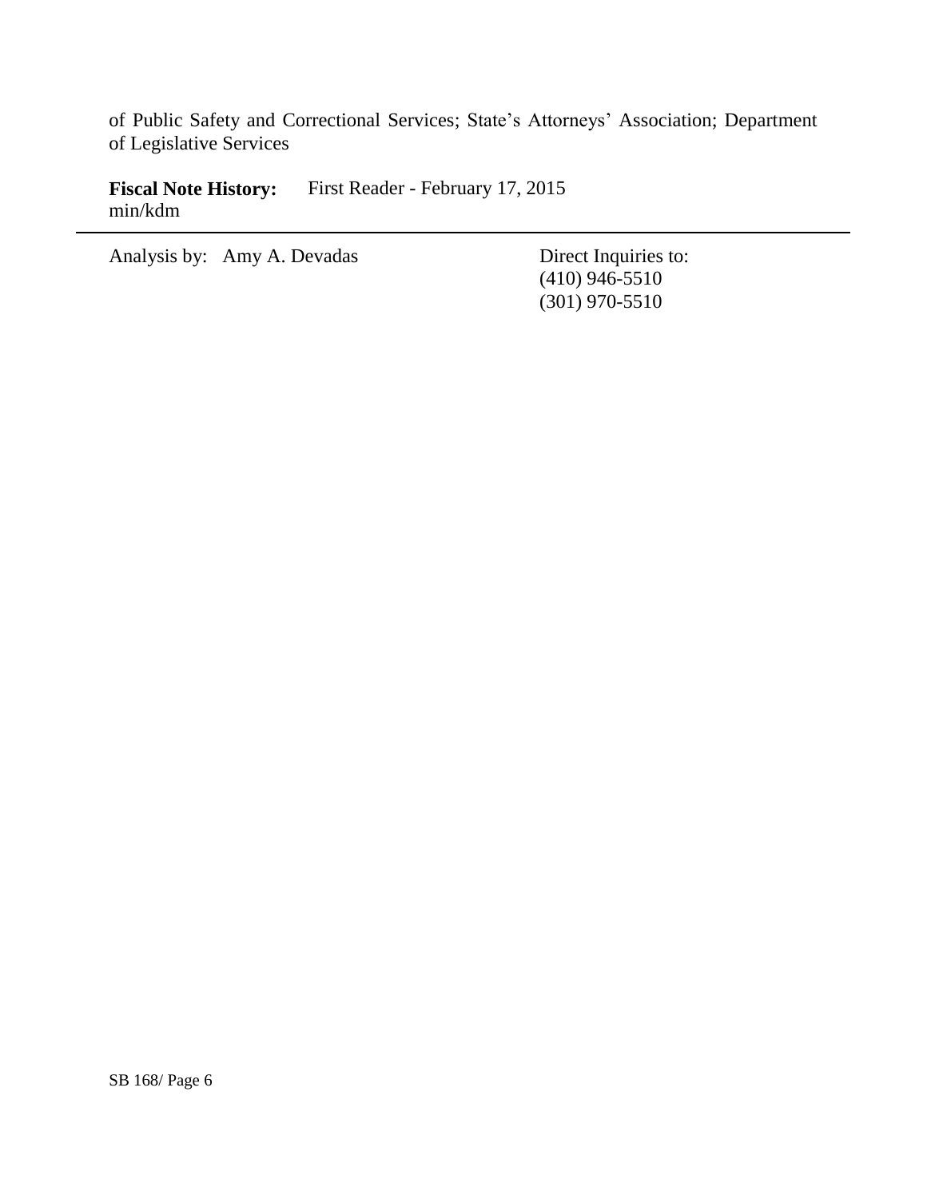of Public Safety and Correctional Services; State's Attorneys' Association; Department of Legislative Services

**Fiscal Note History:** First Reader - February 17, 2015
min/kdm

---

Analysis by: Amy A. Devadas

Direct Inquiries to:
(410) 946-5510
(301) 970-5510